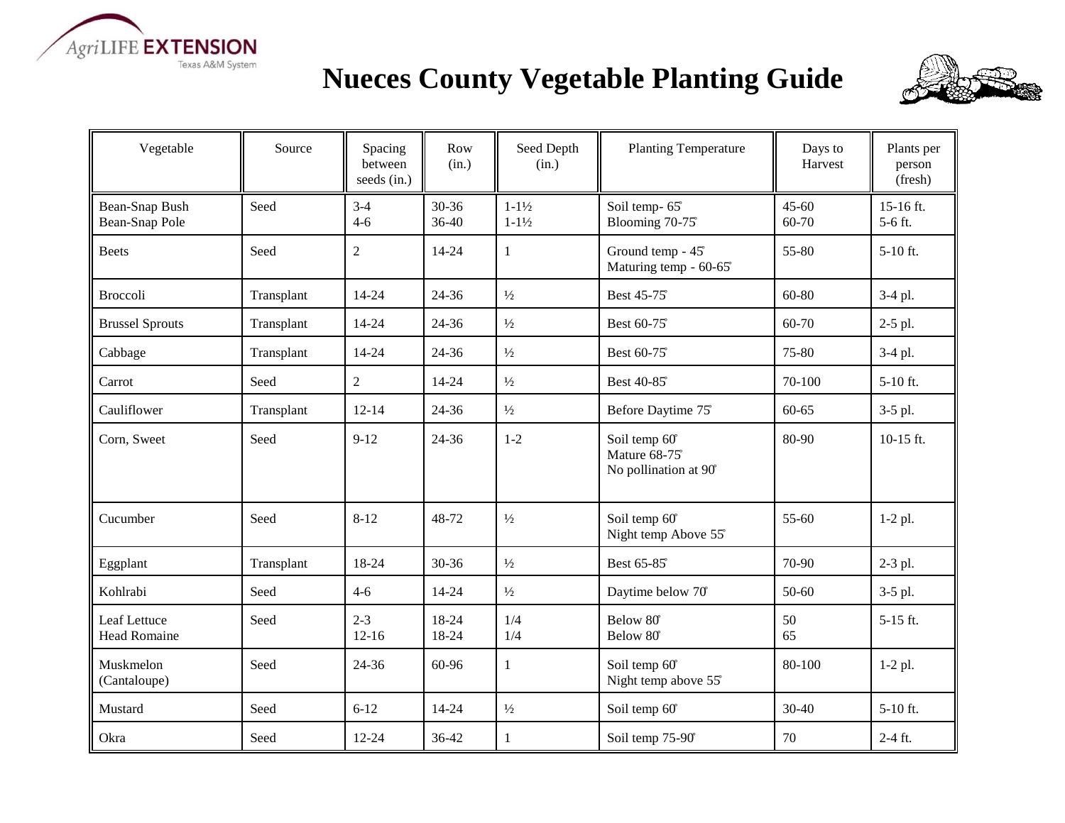AgriLIFE EXTENSION
Texas A&M System

# Nueces County Vegetable Planting Guide

| Vegetable | Source | Spacing between seeds (in.) | Row (in.) | Seed Depth (in.) | Planting Temperature | Days to Harvest | Plants per person (fresh) |
|---|---|---|---|---|---|---|---|
| Bean-Snap Bush<br>Bean-Snap Pole | Seed | 3-4<br>4-6 | 30-36<br>36-40 | 1-1½<br>1-1½ | Soil temp- 65˚<br>Blooming 70-75˚ | 45-60<br>60-70 | 15-16 ft.<br>5-6 ft. |
| Beets | Seed | 2 | 14-24 | 1 | Ground temp - 45˚<br>Maturing temp - 60-65˚ | 55-80 | 5-10 ft. |
| Broccoli | Transplant | 14-24 | 24-36 | ½ | Best 45-75˚ | 60-80 | 3-4 pl. |
| Brussel Sprouts | Transplant | 14-24 | 24-36 | ½ | Best 60-75˚ | 60-70 | 2-5 pl. |
| Cabbage | Transplant | 14-24 | 24-36 | ½ | Best 60-75˚ | 75-80 | 3-4 pl. |
| Carrot | Seed | 2 | 14-24 | ½ | Best 40-85˚ | 70-100 | 5-10 ft. |
| Cauliflower | Transplant | 12-14 | 24-36 | ½ | Before Daytime 75˚ | 60-65 | 3-5 pl. |
| Corn, Sweet | Seed | 9-12 | 24-36 | 1-2 | Soil temp 60˚<br>Mature 68-75˚<br>No pollination at 90˚ | 80-90 | 10-15 ft. |
| Cucumber | Seed | 8-12 | 48-72 | ½ | Soil temp 60˚<br>Night temp Above 55˚ | 55-60 | 1-2 pl. |
| Eggplant | Transplant | 18-24 | 30-36 | ½ | Best 65-85˚ | 70-90 | 2-3 pl. |
| Kohlrabi | Seed | 4-6 | 14-24 | ½ | Daytime below 70˚ | 50-60 | 3-5 pl. |
| Leaf Lettuce<br>Head Romaine | Seed | 2-3<br>12-16 | 18-24<br>18-24 | 1/4<br>1/4 | Below 80˚<br>Below 80˚ | 50<br>65 | 5-15 ft. |
| Muskmelon (Cantaloupe) | Seed | 24-36 | 60-96 | 1 | Soil temp 60˚<br>Night temp above 55˚ | 80-100 | 1-2 pl. |
| Mustard | Seed | 6-12 | 14-24 | ½ | Soil temp 60˚ | 30-40 | 5-10 ft. |
| Okra | Seed | 12-24 | 36-42 | 1 | Soil temp 75-90˚ | 70 | 2-4 ft. |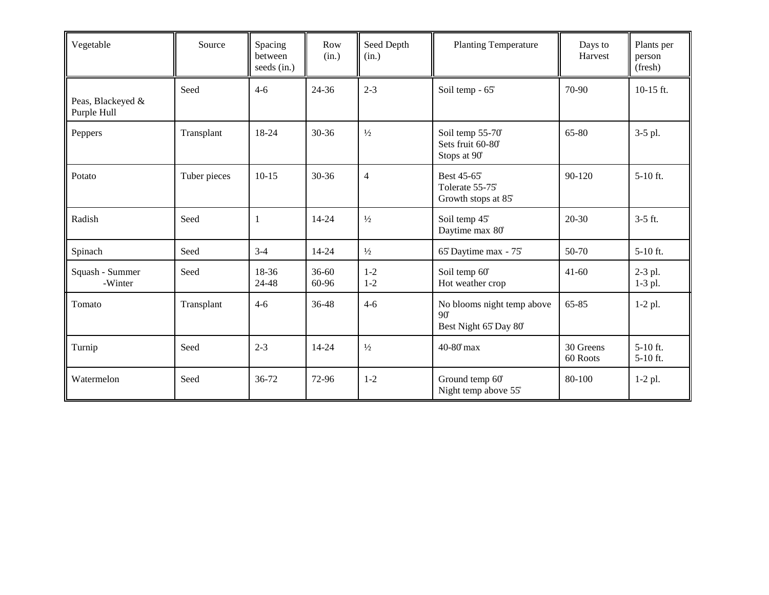| Vegetable | Source | Spacing between seeds (in.) | Row (in.) | Seed Depth (in.) | Planting Temperature | Days to Harvest | Plants per person (fresh) |
|---|---|---|---|---|---|---|---|
| Peas, Blackeyed & Purple Hull | Seed | 4-6 | 24-36 | 2-3 | Soil temp - 65˚ | 70-90 | 10-15 ft. |
| Peppers | Transplant | 18-24 | 30-36 | ½ | Soil temp 55-70˚<br>Sets fruit 60-80˚<br>Stops at 90˚ | 65-80 | 3-5 pl. |
| Potato | Tuber pieces | 10-15 | 30-36 | 4 | Best 45-65˚<br>Tolerate 55-75˚<br>Growth stops at 85˚ | 90-120 | 5-10 ft. |
| Radish | Seed | 1 | 14-24 | ½ | Soil temp 45˚<br>Daytime max 80˚ | 20-30 | 3-5 ft. |
| Spinach | Seed | 3-4 | 14-24 | ½ | 65˚ Daytime max - 75˚ | 50-70 | 5-10 ft. |
| Squash - Summer<br>-Winter | Seed | 18-36<br>24-48 | 36-60<br>60-96 | 1-2<br>1-2 | Soil temp 60˚<br>Hot weather crop | 41-60 | 2-3 pl.<br>1-3 pl. |
| Tomato | Transplant | 4-6 | 36-48 | 4-6 | No blooms night temp above 90˚<br>Best Night 65˚ Day 80˚ | 65-85 | 1-2 pl. |
| Turnip | Seed | 2-3 | 14-24 | ½ | 40-80˚ max | 30 Greens<br>60 Roots | 5-10 ft.<br>5-10 ft. |
| Watermelon | Seed | 36-72 | 72-96 | 1-2 | Ground temp 60˚<br>Night temp above 55˚ | 80-100 | 1-2 pl. |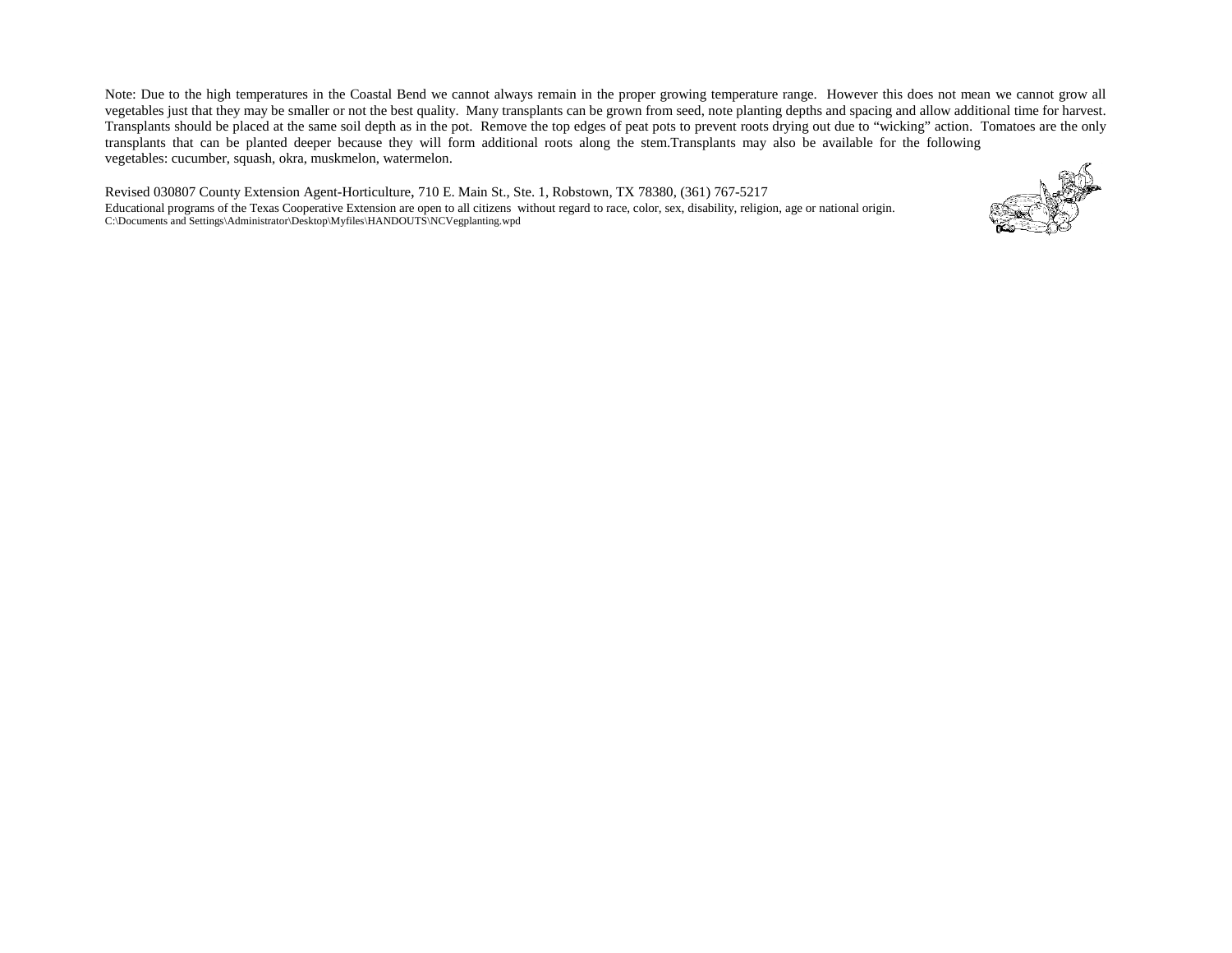Note: Due to the high temperatures in the Coastal Bend we cannot always remain in the proper growing temperature range. However this does not mean we cannot grow all vegetables just that they may be smaller or not the best quality. Many transplants can be grown from seed, note planting depths and spacing and allow additional time for harvest. Transplants should be placed at the same soil depth as in the pot. Remove the top edges of peat pots to prevent roots drying out due to "wicking" action. Tomatoes are the only transplants that can be planted deeper because they will form additional roots along the stem.Transplants may also be available for the following vegetables: cucumber, squash, okra, muskmelon, watermelon.

Revised 030807 County Extension Agent-Horticulture, 710 E. Main St., Ste. 1, Robstown, TX 78380, (361) 767-5217

Educational programs of the Texas Cooperative Extension are open to all citizens without regard to race, color, sex, disability, religion, age or national origin.

C:\Documents and Settings\Administrator\Desktop\Myfiles\HANDOUTS\NCVegplanting.wpd